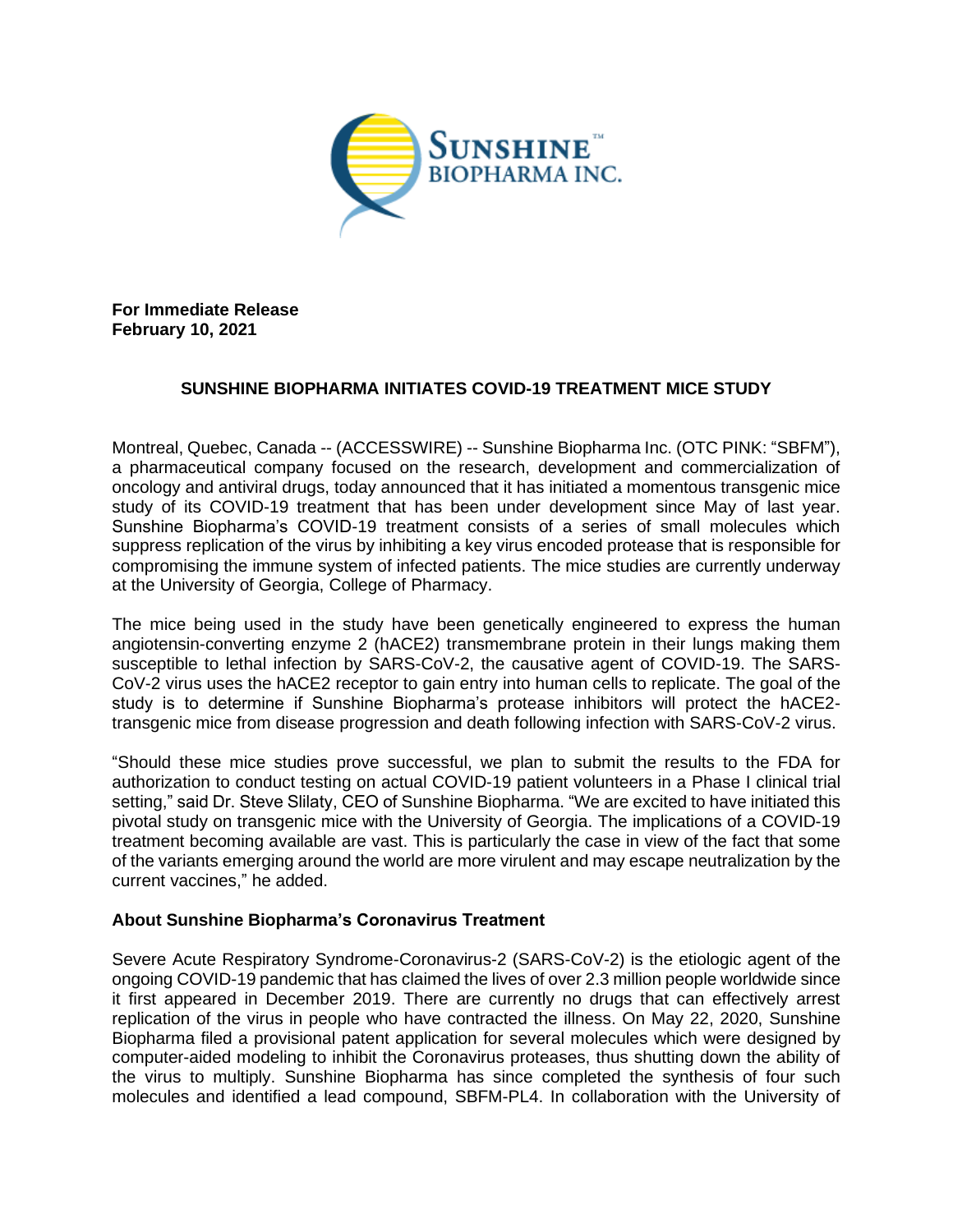**For Immediate Release**
**February 10, 2021**

# SUNSHINE BIOPHARMA INITIATES COVID-19 TREATMENT MICE STUDY

Montreal, Quebec, Canada -- (ACCESSWIRE) -- Sunshine Biopharma Inc. (OTC PINK: "SBFM"), a pharmaceutical company focused on the research, development and commercialization of oncology and antiviral drugs, today announced that it has initiated a momentous transgenic mice study of its COVID-19 treatment that has been under development since May of last year. Sunshine Biopharma's COVID-19 treatment consists of a series of small molecules which suppress replication of the virus by inhibiting a key virus encoded protease that is responsible for compromising the immune system of infected patients. The mice studies are currently underway at the University of Georgia, College of Pharmacy.

The mice being used in the study have been genetically engineered to express the human angiotensin-converting enzyme 2 (hACE2) transmembrane protein in their lungs making them susceptible to lethal infection by SARS-CoV-2, the causative agent of COVID-19. The SARS-CoV-2 virus uses the hACE2 receptor to gain entry into human cells to replicate. The goal of the study is to determine if Sunshine Biopharma's protease inhibitors will protect the hACE2-transgenic mice from disease progression and death following infection with SARS-CoV-2 virus.

"Should these mice studies prove successful, we plan to submit the results to the FDA for authorization to conduct testing on actual COVID-19 patient volunteers in a Phase I clinical trial setting," said Dr. Steve Slilaty, CEO of Sunshine Biopharma. "We are excited to have initiated this pivotal study on transgenic mice with the University of Georgia. The implications of a COVID-19 treatment becoming available are vast. This is particularly the case in view of the fact that some of the variants emerging around the world are more virulent and may escape neutralization by the current vaccines," he added.

### About Sunshine Biopharma's Coronavirus Treatment

Severe Acute Respiratory Syndrome-Coronavirus-2 (SARS-CoV-2) is the etiologic agent of the ongoing COVID-19 pandemic that has claimed the lives of over 2.3 million people worldwide since it first appeared in December 2019. There are currently no drugs that can effectively arrest replication of the virus in people who have contracted the illness. On May 22, 2020, Sunshine Biopharma filed a provisional patent application for several molecules which were designed by computer-aided modeling to inhibit the Coronavirus proteases, thus shutting down the ability of the virus to multiply. Sunshine Biopharma has since completed the synthesis of four such molecules and identified a lead compound, SBFM-PL4. In collaboration with the University of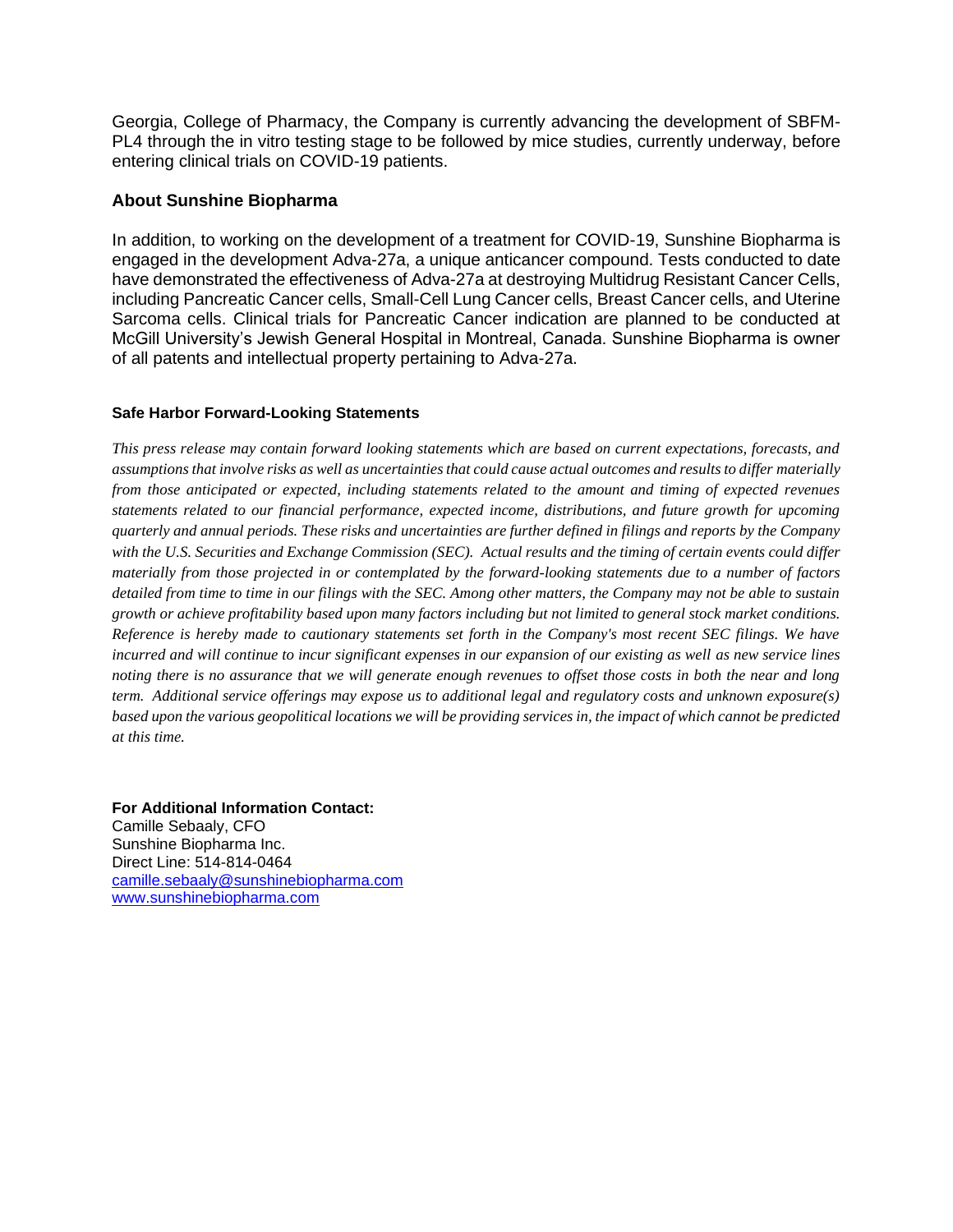Georgia, College of Pharmacy, the Company is currently advancing the development of SBFM-PL4 through the in vitro testing stage to be followed by mice studies, currently underway, before entering clinical trials on COVID-19 patients.

### About Sunshine Biopharma

In addition, to working on the development of a treatment for COVID-19, Sunshine Biopharma is engaged in the development Adva-27a, a unique anticancer compound. Tests conducted to date have demonstrated the effectiveness of Adva-27a at destroying Multidrug Resistant Cancer Cells, including Pancreatic Cancer cells, Small-Cell Lung Cancer cells, Breast Cancer cells, and Uterine Sarcoma cells. Clinical trials for Pancreatic Cancer indication are planned to be conducted at McGill University's Jewish General Hospital in Montreal, Canada. Sunshine Biopharma is owner of all patents and intellectual property pertaining to Adva-27a.

#### Safe Harbor Forward-Looking Statements

*This press release may contain forward looking statements which are based on current expectations, forecasts, and assumptions that involve risks as well as uncertainties that could cause actual outcomes and results to differ materially from those anticipated or expected, including statements related to the amount and timing of expected revenues statements related to our financial performance, expected income, distributions, and future growth for upcoming quarterly and annual periods. These risks and uncertainties are further defined in filings and reports by the Company with the U.S. Securities and Exchange Commission (SEC). Actual results and the timing of certain events could differ materially from those projected in or contemplated by the forward-looking statements due to a number of factors detailed from time to time in our filings with the SEC. Among other matters, the Company may not be able to sustain growth or achieve profitability based upon many factors including but not limited to general stock market conditions. Reference is hereby made to cautionary statements set forth in the Company's most recent SEC filings. We have incurred and will continue to incur significant expenses in our expansion of our existing as well as new service lines noting there is no assurance that we will generate enough revenues to offset those costs in both the near and long term. Additional service offerings may expose us to additional legal and regulatory costs and unknown exposure(s) based upon the various geopolitical locations we will be providing services in, the impact of which cannot be predicted at this time.*

**For Additional Information Contact:**
Camille Sebaaly, CFO
Sunshine Biopharma Inc.
Direct Line: 514-814-0464
camille.sebaaly@sunshinebiopharma.com
www.sunshinebiopharma.com